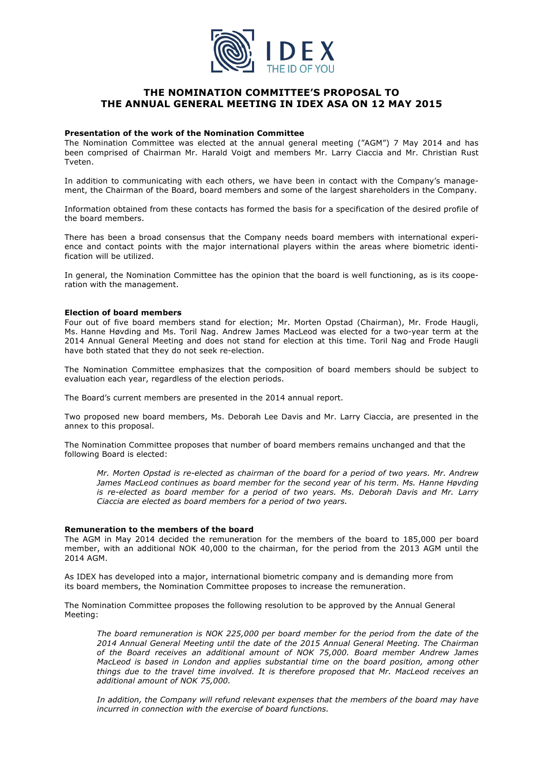# THE NOMINATION COMMITTEE'S PROPOSAL TO THE ANNUAL GENERAL MEETING IN IDEX ASA ON 12 MAY 2015

**Presentation of the work of the Nomination Committee**

The Nomination Committee was elected at the annual general meeting ("AGM") 7 May 2014 and has been comprised of Chairman Mr. Harald Voigt and members Mr. Larry Ciaccia and Mr. Christian Rust Tveten.

In addition to communicating with each others, we have been in contact with the Company's management, the Chairman of the Board, board members and some of the largest shareholders in the Company.

Information obtained from these contacts has formed the basis for a specification of the desired profile of the board members.

There has been a broad consensus that the Company needs board members with international experience and contact points with the major international players within the areas where biometric identification will be utilized.

In general, the Nomination Committee has the opinion that the board is well functioning, as is its cooperation with the management.

**Election of board members**

Four out of five board members stand for election; Mr. Morten Opstad (Chairman), Mr. Frode Haugli, Ms. Hanne Høvding and Ms. Toril Nag. Andrew James MacLeod was elected for a two-year term at the 2014 Annual General Meeting and does not stand for election at this time. Toril Nag and Frode Haugli have both stated that they do not seek re-election.

The Nomination Committee emphasizes that the composition of board members should be subject to evaluation each year, regardless of the election periods.

The Board's current members are presented in the 2014 annual report.

Two proposed new board members, Ms. Deborah Lee Davis and Mr. Larry Ciaccia, are presented in the annex to this proposal.

The Nomination Committee proposes that number of board members remains unchanged and that the following Board is elected:

> *Mr. Morten Opstad is re-elected as chairman of the board for a period of two years. Mr. Andrew James MacLeod continues as board member for the second year of his term. Ms. Hanne Høvding is re-elected as board member for a period of two years. Ms. Deborah Davis and Mr. Larry Ciaccia are elected as board members for a period of two years.*

**Remuneration to the members of the board**

The AGM in May 2014 decided the remuneration for the members of the board to 185,000 per board member, with an additional NOK 40,000 to the chairman, for the period from the 2013 AGM until the 2014 AGM.

As IDEX has developed into a major, international biometric company and is demanding more from its board members, the Nomination Committee proposes to increase the remuneration.

The Nomination Committee proposes the following resolution to be approved by the Annual General Meeting:

> *The board remuneration is NOK 225,000 per board member for the period from the date of the 2014 Annual General Meeting until the date of the 2015 Annual General Meeting. The Chairman of the Board receives an additional amount of NOK 75,000. Board member Andrew James MacLeod is based in London and applies substantial time on the board position, among other things due to the travel time involved. It is therefore proposed that Mr. MacLeod receives an additional amount of NOK 75,000.*
>
> *In addition, the Company will refund relevant expenses that the members of the board may have incurred in connection with the exercise of board functions.*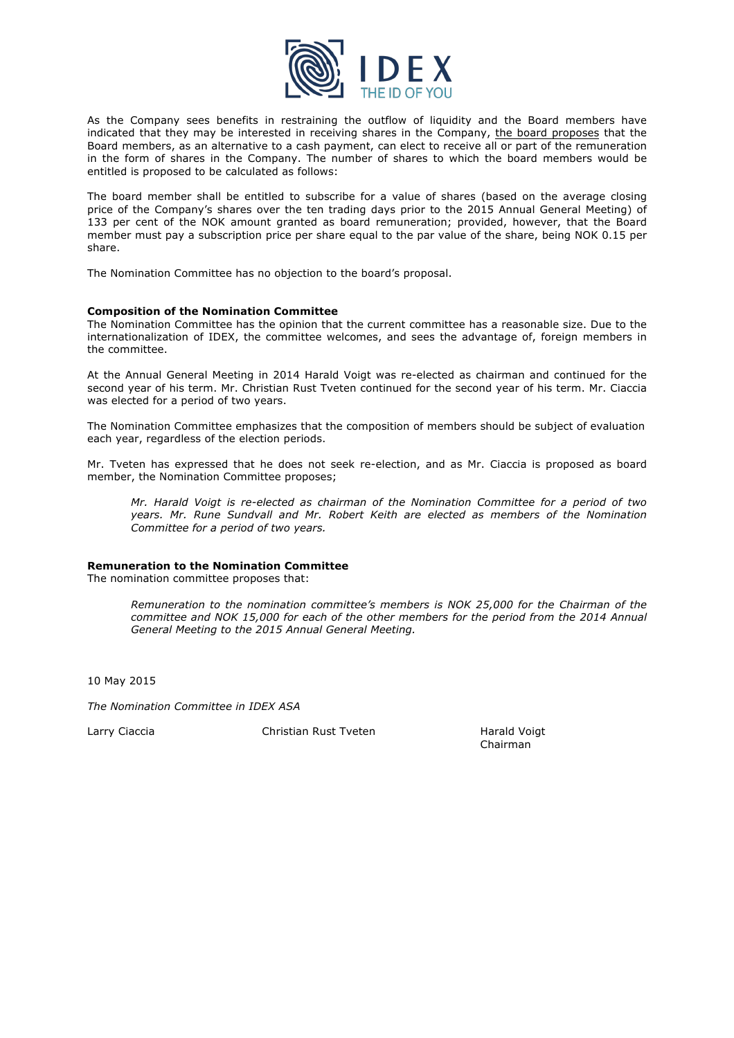As the Company sees benefits in restraining the outflow of liquidity and the Board members have indicated that they may be interested in receiving shares in the Company, the board proposes that the Board members, as an alternative to a cash payment, can elect to receive all or part of the remuneration in the form of shares in the Company. The number of shares to which the board members would be entitled is proposed to be calculated as follows:

The board member shall be entitled to subscribe for a value of shares (based on the average closing price of the Company's shares over the ten trading days prior to the 2015 Annual General Meeting) of 133 per cent of the NOK amount granted as board remuneration; provided, however, that the Board member must pay a subscription price per share equal to the par value of the share, being NOK 0.15 per share.

The Nomination Committee has no objection to the board's proposal.

**Composition of the Nomination Committee**

The Nomination Committee has the opinion that the current committee has a reasonable size. Due to the internationalization of IDEX, the committee welcomes, and sees the advantage of, foreign members in the committee.

At the Annual General Meeting in 2014 Harald Voigt was re-elected as chairman and continued for the second year of his term. Mr. Christian Rust Tveten continued for the second year of his term. Mr. Ciaccia was elected for a period of two years.

The Nomination Committee emphasizes that the composition of members should be subject of evaluation each year, regardless of the election periods.

Mr. Tveten has expressed that he does not seek re-election, and as Mr. Ciaccia is proposed as board member, the Nomination Committee proposes;

> *Mr. Harald Voigt is re-elected as chairman of the Nomination Committee for a period of two years. Mr. Rune Sundvall and Mr. Robert Keith are elected as members of the Nomination Committee for a period of two years.*

**Remuneration to the Nomination Committee**

The nomination committee proposes that:

> *Remuneration to the nomination committee's members is NOK 25,000 for the Chairman of the committee and NOK 15,000 for each of the other members for the period from the 2014 Annual General Meeting to the 2015 Annual General Meeting.*

10 May 2015

*The Nomination Committee in IDEX ASA*

Larry Ciaccia

Christian Rust Tveten

Harald Voigt
Chairman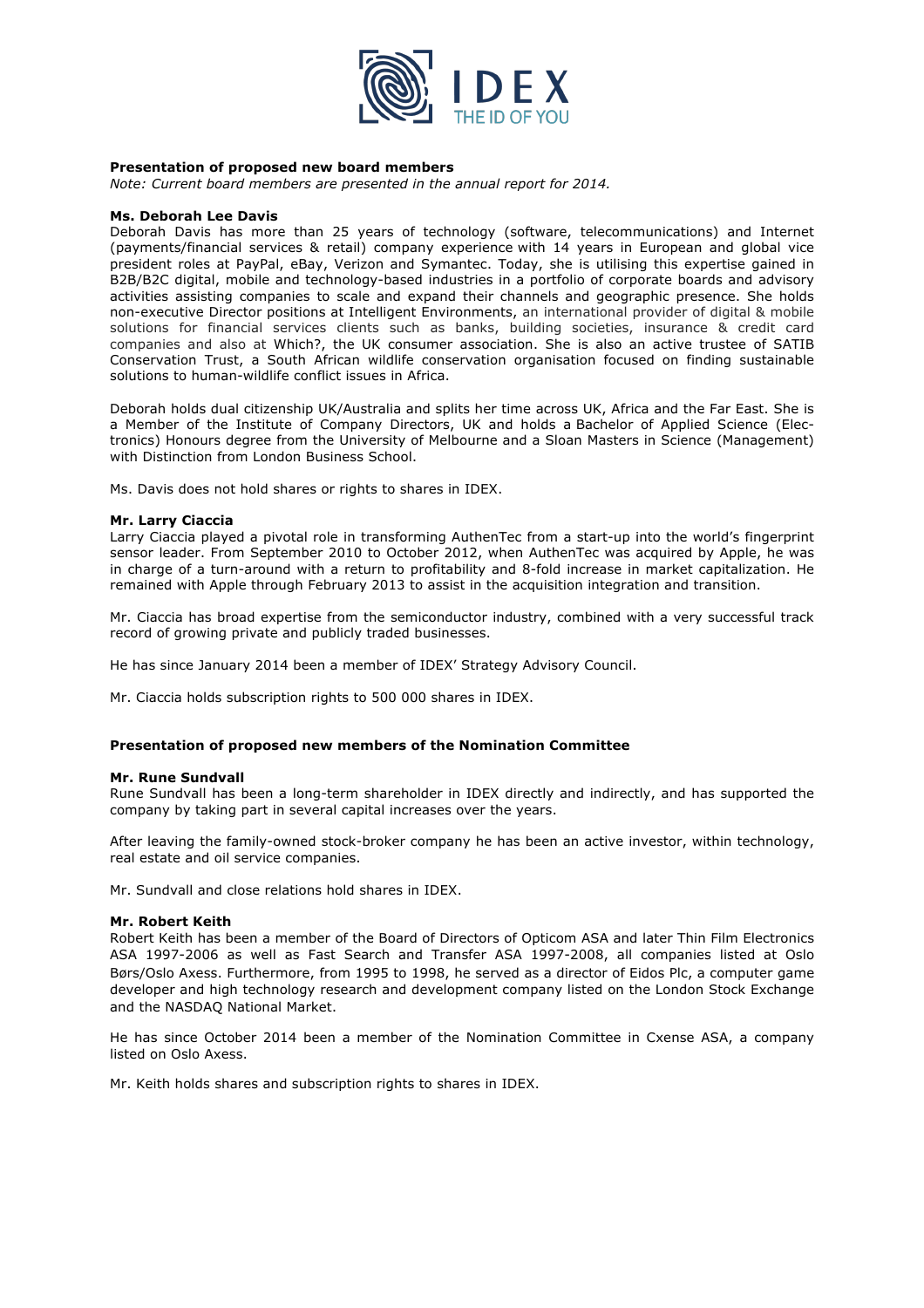**Presentation of proposed new board members**

*Note: Current board members are presented in the annual report for 2014.*

**Ms. Deborah Lee Davis**

Deborah Davis has more than 25 years of technology (software, telecommunications) and Internet (payments/financial services & retail) company experience with 14 years in European and global vice president roles at PayPal, eBay, Verizon and Symantec. Today, she is utilising this expertise gained in B2B/B2C digital, mobile and technology-based industries in a portfolio of corporate boards and advisory activities assisting companies to scale and expand their channels and geographic presence. She holds non-executive Director positions at Intelligent Environments, an international provider of digital & mobile solutions for financial services clients such as banks, building societies, insurance & credit card companies and also at Which?, the UK consumer association. She is also an active trustee of SATIB Conservation Trust, a South African wildlife conservation organisation focused on finding sustainable solutions to human-wildlife conflict issues in Africa.

Deborah holds dual citizenship UK/Australia and splits her time across UK, Africa and the Far East. She is a Member of the Institute of Company Directors, UK and holds a Bachelor of Applied Science (Electronics) Honours degree from the University of Melbourne and a Sloan Masters in Science (Management) with Distinction from London Business School.

Ms. Davis does not hold shares or rights to shares in IDEX.

**Mr. Larry Ciaccia**

Larry Ciaccia played a pivotal role in transforming AuthenTec from a start-up into the world's fingerprint sensor leader. From September 2010 to October 2012, when AuthenTec was acquired by Apple, he was in charge of a turn-around with a return to profitability and 8-fold increase in market capitalization. He remained with Apple through February 2013 to assist in the acquisition integration and transition.

Mr. Ciaccia has broad expertise from the semiconductor industry, combined with a very successful track record of growing private and publicly traded businesses.

He has since January 2014 been a member of IDEX' Strategy Advisory Council.

Mr. Ciaccia holds subscription rights to 500 000 shares in IDEX.

**Presentation of proposed new members of the Nomination Committee**

**Mr. Rune Sundvall**

Rune Sundvall has been a long-term shareholder in IDEX directly and indirectly, and has supported the company by taking part in several capital increases over the years.

After leaving the family-owned stock-broker company he has been an active investor, within technology, real estate and oil service companies.

Mr. Sundvall and close relations hold shares in IDEX.

**Mr. Robert Keith**

Robert Keith has been a member of the Board of Directors of Opticom ASA and later Thin Film Electronics ASA 1997-2006 as well as Fast Search and Transfer ASA 1997-2008, all companies listed at Oslo Børs/Oslo Axess. Furthermore, from 1995 to 1998, he served as a director of Eidos Plc, a computer game developer and high technology research and development company listed on the London Stock Exchange and the NASDAQ National Market.

He has since October 2014 been a member of the Nomination Committee in Cxense ASA, a company listed on Oslo Axess.

Mr. Keith holds shares and subscription rights to shares in IDEX.